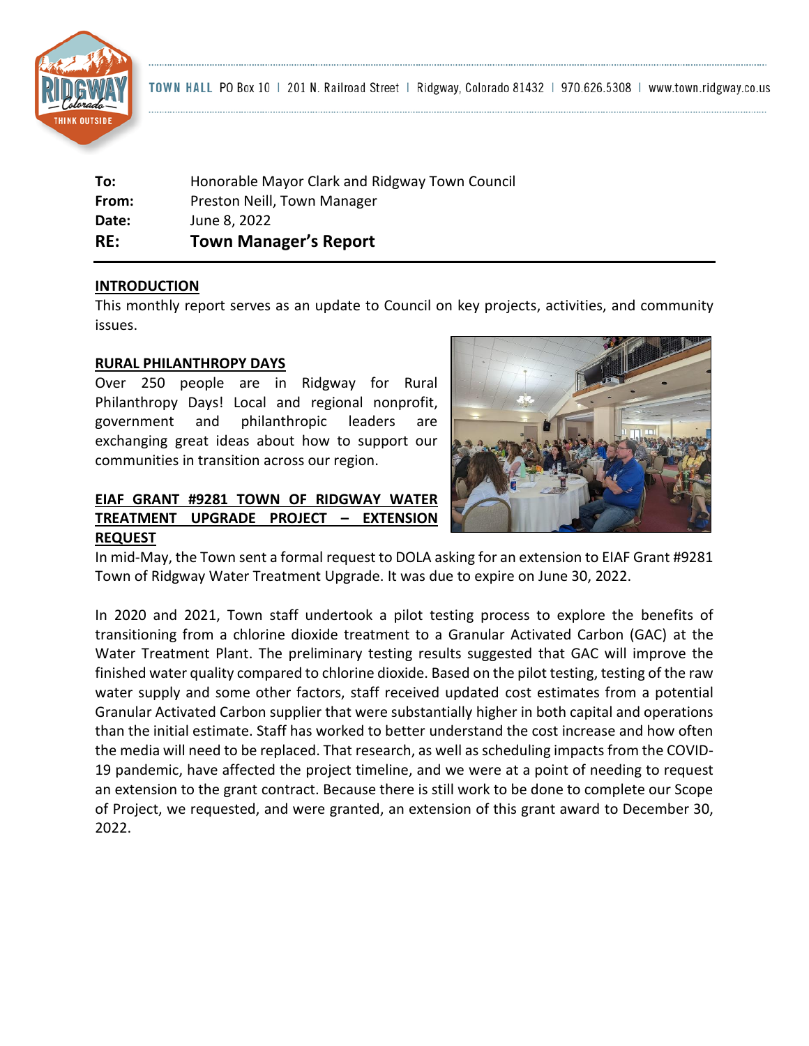TOWN HALL PO Box 10 | 201 N. Railroad Street | Ridgway, Colorado 81432 | 970.626.5308 | www.town.ridgway.co.us

**To:** Honorable Mayor Clark and Ridgway Town Council
**From:** Preston Neill, Town Manager
**Date:** June 8, 2022
**RE:** **Town Manager's Report**

## INTRODUCTION

This monthly report serves as an update to Council on key projects, activities, and community issues.

## RURAL PHILANTHROPY DAYS

Over 250 people are in Ridgway for Rural Philanthropy Days! Local and regional nonprofit, government and philanthropic leaders are exchanging great ideas about how to support our communities in transition across our region.

## EIAF GRANT #9281 TOWN OF RIDGWAY WATER TREATMENT UPGRADE PROJECT – EXTENSION REQUEST

In mid-May, the Town sent a formal request to DOLA asking for an extension to EIAF Grant #9281 Town of Ridgway Water Treatment Upgrade. It was due to expire on June 30, 2022.

In 2020 and 2021, Town staff undertook a pilot testing process to explore the benefits of transitioning from a chlorine dioxide treatment to a Granular Activated Carbon (GAC) at the Water Treatment Plant. The preliminary testing results suggested that GAC will improve the finished water quality compared to chlorine dioxide. Based on the pilot testing, testing of the raw water supply and some other factors, staff received updated cost estimates from a potential Granular Activated Carbon supplier that were substantially higher in both capital and operations than the initial estimate. Staff has worked to better understand the cost increase and how often the media will need to be replaced. That research, as well as scheduling impacts from the COVID-19 pandemic, have affected the project timeline, and we were at a point of needing to request an extension to the grant contract. Because there is still work to be done to complete our Scope of Project, we requested, and were granted, an extension of this grant award to December 30, 2022.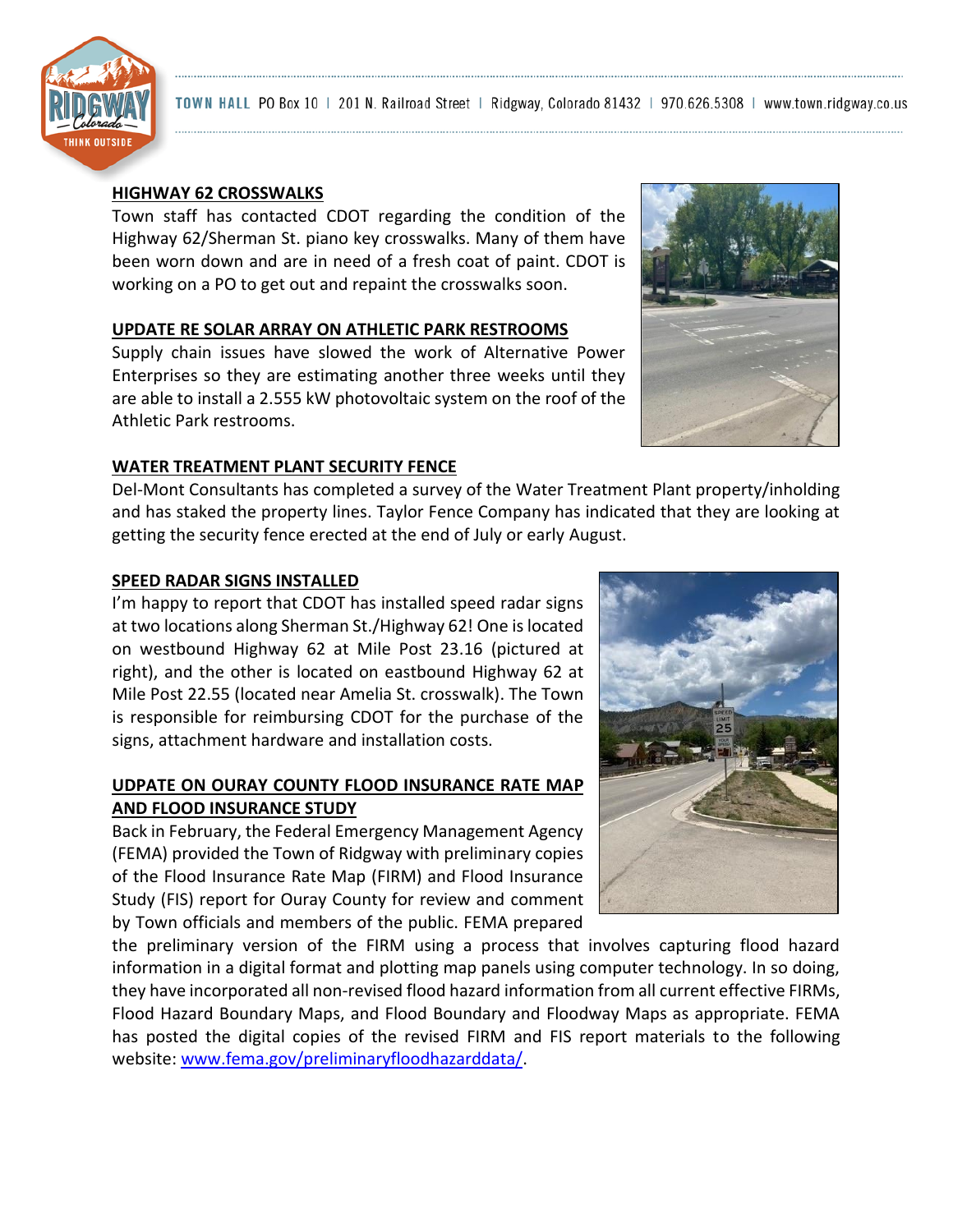**HIGHWAY 62 CROSSWALKS**

Town staff has contacted CDOT regarding the condition of the Highway 62/Sherman St. piano key crosswalks. Many of them have been worn down and are in need of a fresh coat of paint. CDOT is working on a PO to get out and repaint the crosswalks soon.

**UPDATE RE SOLAR ARRAY ON ATHLETIC PARK RESTROOMS**

Supply chain issues have slowed the work of Alternative Power Enterprises so they are estimating another three weeks until they are able to install a 2.555 kW photovoltaic system on the roof of the Athletic Park restrooms.

**WATER TREATMENT PLANT SECURITY FENCE**

Del-Mont Consultants has completed a survey of the Water Treatment Plant property/inholding and has staked the property lines. Taylor Fence Company has indicated that they are looking at getting the security fence erected at the end of July or early August.

**SPEED RADAR SIGNS INSTALLED**

I'm happy to report that CDOT has installed speed radar signs at two locations along Sherman St./Highway 62! One is located on westbound Highway 62 at Mile Post 23.16 (pictured at right), and the other is located on eastbound Highway 62 at Mile Post 22.55 (located near Amelia St. crosswalk). The Town is responsible for reimbursing CDOT for the purchase of the signs, attachment hardware and installation costs.

**UDPATE ON OURAY COUNTY FLOOD INSURANCE RATE MAP AND FLOOD INSURANCE STUDY**

Back in February, the Federal Emergency Management Agency (FEMA) provided the Town of Ridgway with preliminary copies of the Flood Insurance Rate Map (FIRM) and Flood Insurance Study (FIS) report for Ouray County for review and comment by Town officials and members of the public. FEMA prepared the preliminary version of the FIRM using a process that involves capturing flood hazard information in a digital format and plotting map panels using computer technology. In so doing, they have incorporated all non-revised flood hazard information from all current effective FIRMs, Flood Hazard Boundary Maps, and Flood Boundary and Floodway Maps as appropriate. FEMA has posted the digital copies of the revised FIRM and FIS report materials to the following website: [www.fema.gov/preliminaryfloodhazarddata/](www.fema.gov/preliminaryfloodhazarddata/).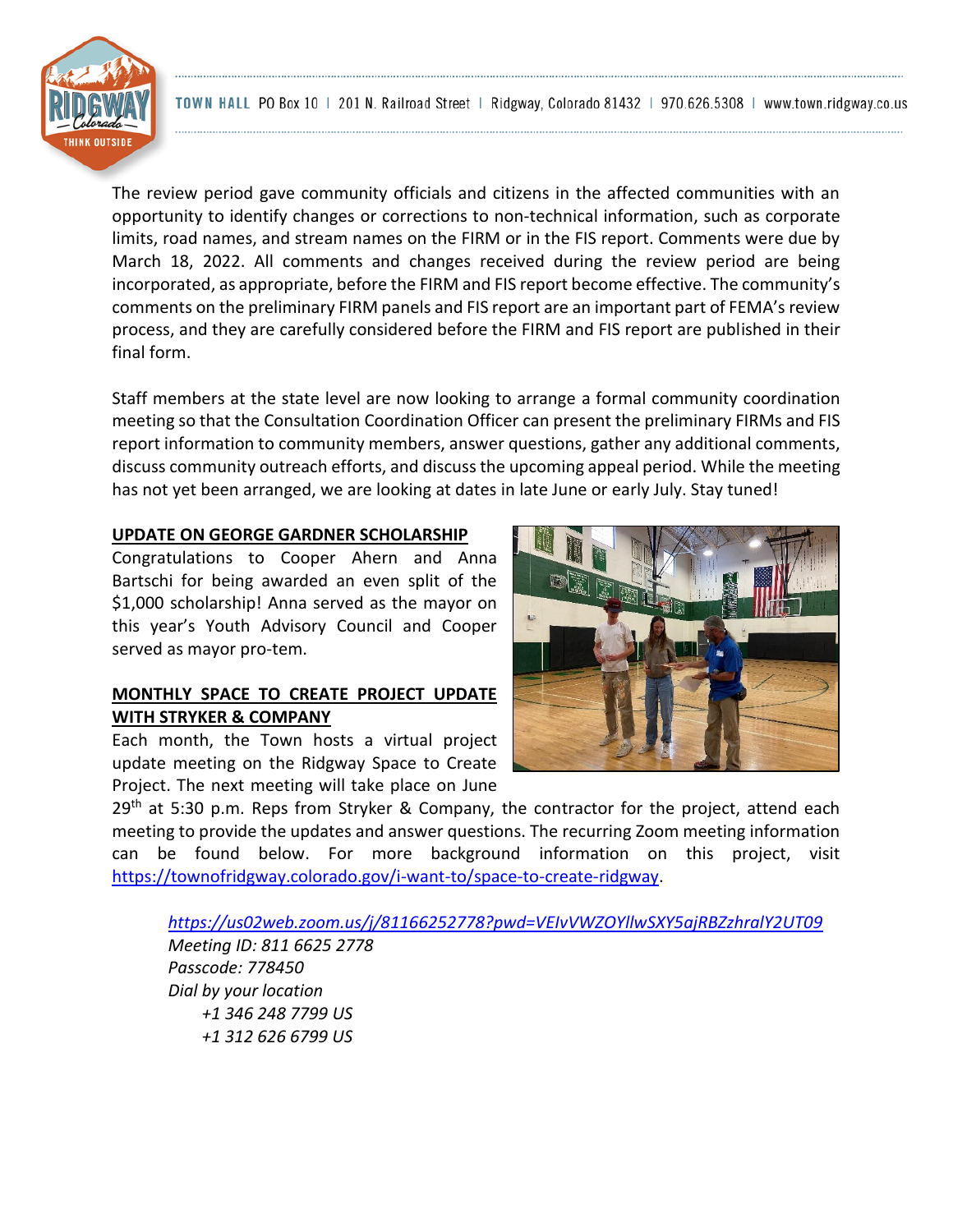The review period gave community officials and citizens in the affected communities with an opportunity to identify changes or corrections to non-technical information, such as corporate limits, road names, and stream names on the FIRM or in the FIS report. Comments were due by March 18, 2022. All comments and changes received during the review period are being incorporated, as appropriate, before the FIRM and FIS report become effective. The community's comments on the preliminary FIRM panels and FIS report are an important part of FEMA's review process, and they are carefully considered before the FIRM and FIS report are published in their final form.

Staff members at the state level are now looking to arrange a formal community coordination meeting so that the Consultation Coordination Officer can present the preliminary FIRMs and FIS report information to community members, answer questions, gather any additional comments, discuss community outreach efforts, and discuss the upcoming appeal period. While the meeting has not yet been arranged, we are looking at dates in late June or early July. Stay tuned!

## UPDATE ON GEORGE GARDNER SCHOLARSHIP

Congratulations to Cooper Ahern and Anna Bartschi for being awarded an even split of the $1,000 scholarship! Anna served as the mayor on this year's Youth Advisory Council and Cooper served as mayor pro-tem.

## MONTHLY SPACE TO CREATE PROJECT UPDATE WITH STRYKER & COMPANY

Each month, the Town hosts a virtual project update meeting on the Ridgway Space to Create Project. The next meeting will take place on June 29th at 5:30 p.m. Reps from Stryker & Company, the contractor for the project, attend each meeting to provide the updates and answer questions. The recurring Zoom meeting information can be found below. For more background information on this project, visit https://townofridgway.colorado.gov/i-want-to/space-to-create-ridgway.

*https://us02web.zoom.us/j/81166252778?pwd=VEIvVWZOYllwSXY5ajRBZzhralY2UT09*
*Meeting ID: 811 6625 2778*
*Passcode: 778450*
*Dial by your location*
*+1 346 248 7799 US*
*+1 312 626 6799 US*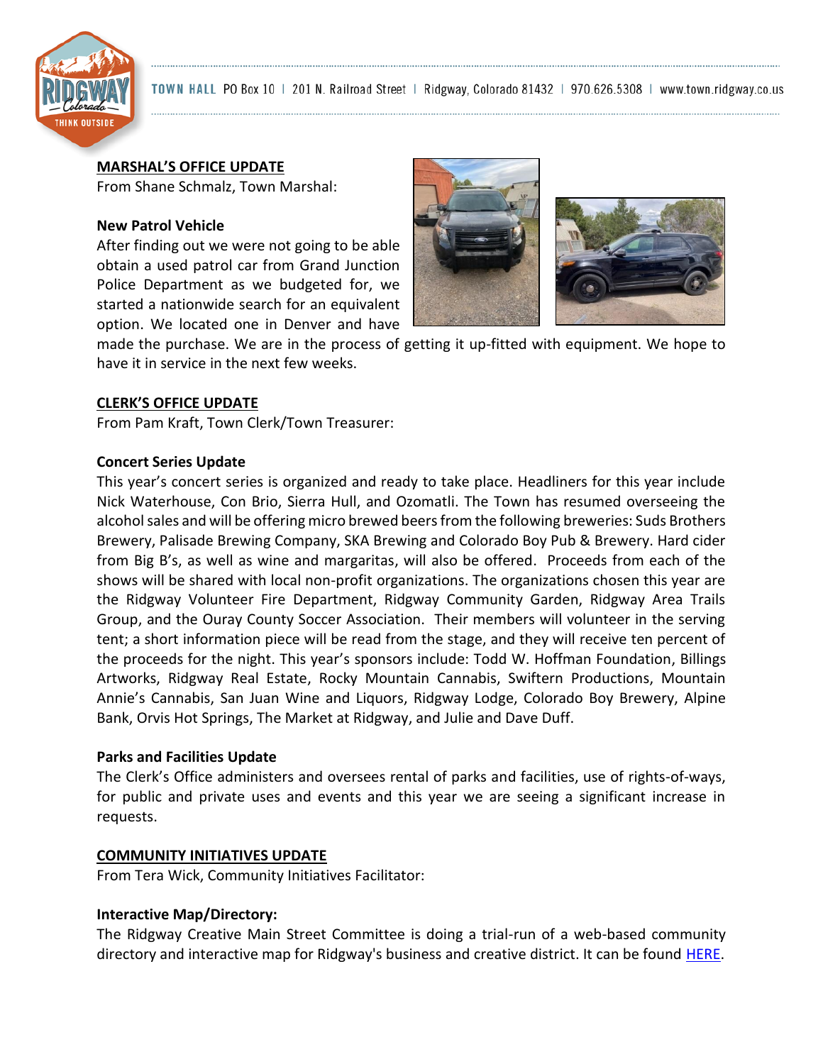## MARSHAL'S OFFICE UPDATE

From Shane Schmalz, Town Marshal:

### New Patrol Vehicle

After finding out we were not going to be able obtain a used patrol car from Grand Junction Police Department as we budgeted for, we started a nationwide search for an equivalent option. We located one in Denver and have made the purchase. We are in the process of getting it up-fitted with equipment. We hope to have it in service in the next few weeks.

## CLERK'S OFFICE UPDATE

From Pam Kraft, Town Clerk/Town Treasurer:

### Concert Series Update

This year's concert series is organized and ready to take place. Headliners for this year include Nick Waterhouse, Con Brio, Sierra Hull, and Ozomatli. The Town has resumed overseeing the alcohol sales and will be offering micro brewed beers from the following breweries: Suds Brothers Brewery, Palisade Brewing Company, SKA Brewing and Colorado Boy Pub & Brewery. Hard cider from Big B's, as well as wine and margaritas, will also be offered. Proceeds from each of the shows will be shared with local non-profit organizations. The organizations chosen this year are the Ridgway Volunteer Fire Department, Ridgway Community Garden, Ridgway Area Trails Group, and the Ouray County Soccer Association. Their members will volunteer in the serving tent; a short information piece will be read from the stage, and they will receive ten percent of the proceeds for the night. This year's sponsors include: Todd W. Hoffman Foundation, Billings Artworks, Ridgway Real Estate, Rocky Mountain Cannabis, Swiftern Productions, Mountain Annie's Cannabis, San Juan Wine and Liquors, Ridgway Lodge, Colorado Boy Brewery, Alpine Bank, Orvis Hot Springs, The Market at Ridgway, and Julie and Dave Duff.

### Parks and Facilities Update

The Clerk's Office administers and oversees rental of parks and facilities, use of rights-of-ways, for public and private uses and events and this year we are seeing a significant increase in requests.

## COMMUNITY INITIATIVES UPDATE

From Tera Wick, Community Initiatives Facilitator:

### Interactive Map/Directory:

The Ridgway Creative Main Street Committee is doing a trial-run of a web-based community directory and interactive map for Ridgway's business and creative district. It can be found HERE.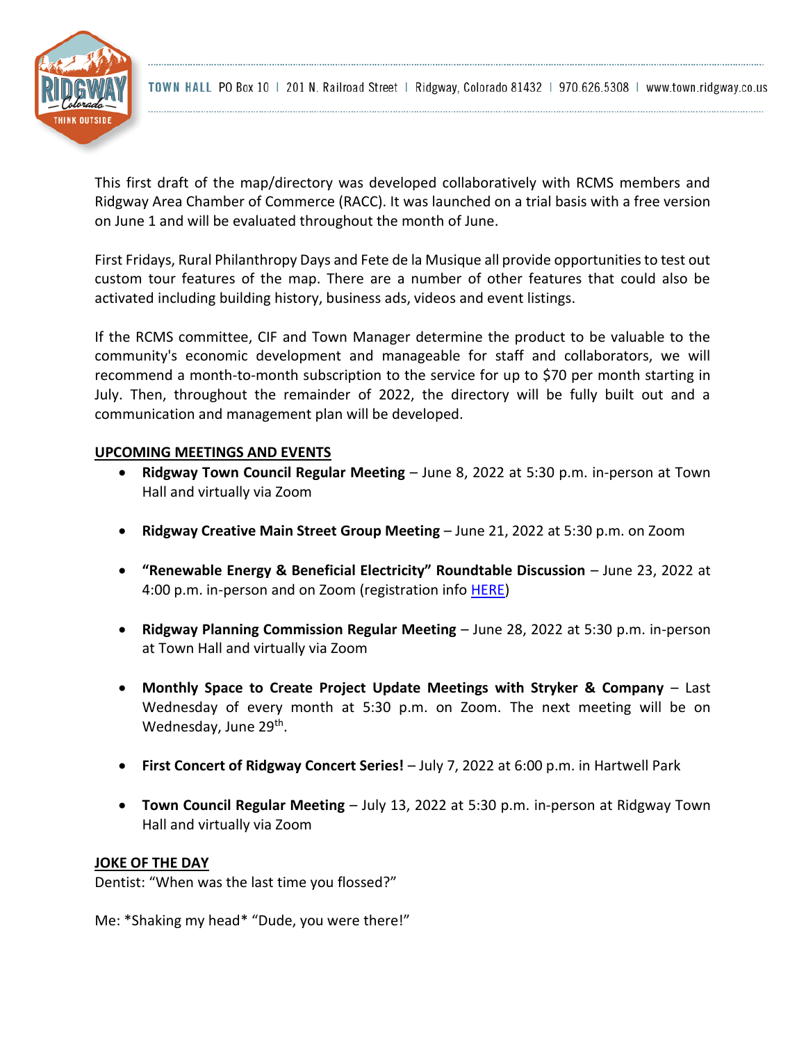This first draft of the map/directory was developed collaboratively with RCMS members and Ridgway Area Chamber of Commerce (RACC). It was launched on a trial basis with a free version on June 1 and will be evaluated throughout the month of June.

First Fridays, Rural Philanthropy Days and Fete de la Musique all provide opportunities to test out custom tour features of the map. There are a number of other features that could also be activated including building history, business ads, videos and event listings.

If the RCMS committee, CIF and Town Manager determine the product to be valuable to the community's economic development and manageable for staff and collaborators, we will recommend a month-to-month subscription to the service for up to $70 per month starting in July. Then, throughout the remainder of 2022, the directory will be fully built out and a communication and management plan will be developed.

## UPCOMING MEETINGS AND EVENTS

- **Ridgway Town Council Regular Meeting** – June 8, 2022 at 5:30 p.m. in-person at Town Hall and virtually via Zoom
- **Ridgway Creative Main Street Group Meeting** – June 21, 2022 at 5:30 p.m. on Zoom
- **"Renewable Energy & Beneficial Electricity" Roundtable Discussion** – June 23, 2022 at 4:00 p.m. in-person and on Zoom (registration info HERE)
- **Ridgway Planning Commission Regular Meeting** – June 28, 2022 at 5:30 p.m. in-person at Town Hall and virtually via Zoom
- **Monthly Space to Create Project Update Meetings with Stryker & Company** – Last Wednesday of every month at 5:30 p.m. on Zoom. The next meeting will be on Wednesday, June 29th.
- **First Concert of Ridgway Concert Series!** – July 7, 2022 at 6:00 p.m. in Hartwell Park
- **Town Council Regular Meeting** – July 13, 2022 at 5:30 p.m. in-person at Ridgway Town Hall and virtually via Zoom

## JOKE OF THE DAY

Dentist: "When was the last time you flossed?"

Me: *Shaking my head* "Dude, you were there!"